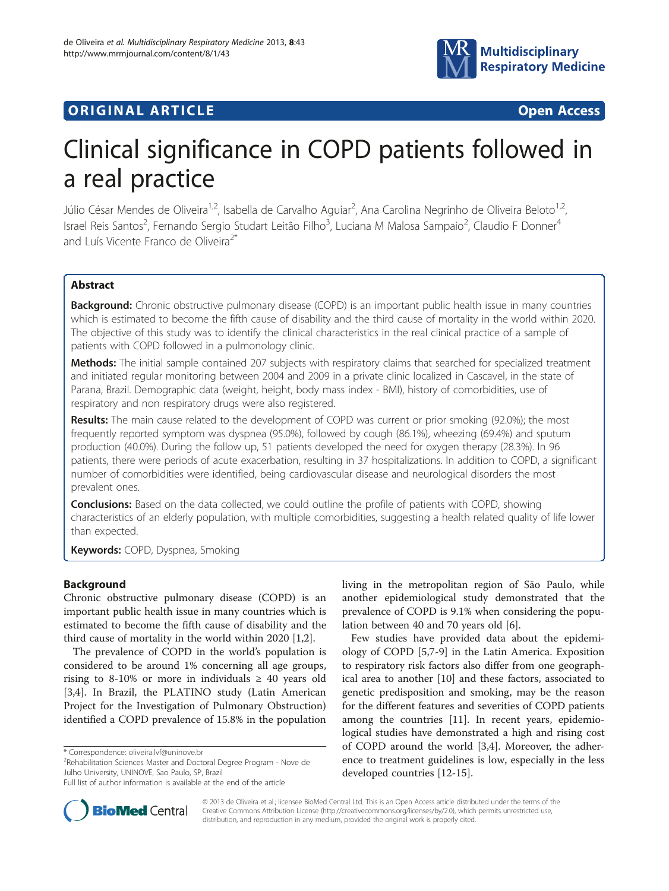**ORIGINAL ARTICLE** **Open Access**

# Clinical significance in COPD patients followed in a real practice

Júlio César Mendes de Oliveira[1,2], Isabella de Carvalho Aguiar[2], Ana Carolina Negrinho de Oliveira Beloto[1,2], Israel Reis Santos[2], Fernando Sergio Studart Leitão Filho[3], Luciana M Malosa Sampaio[2], Claudio F Donner[4] and Luís Vicente Franco de Oliveira[2*]

## Abstract

**Background:** Chronic obstructive pulmonary disease (COPD) is an important public health issue in many countries which is estimated to become the fifth cause of disability and the third cause of mortality in the world within 2020. The objective of this study was to identify the clinical characteristics in the real clinical practice of a sample of patients with COPD followed in a pulmonology clinic.

**Methods:** The initial sample contained 207 subjects with respiratory claims that searched for specialized treatment and initiated regular monitoring between 2004 and 2009 in a private clinic localized in Cascavel, in the state of Parana, Brazil. Demographic data (weight, height, body mass index - BMI), history of comorbidities, use of respiratory and non respiratory drugs were also registered.

**Results:** The main cause related to the development of COPD was current or prior smoking (92.0%); the most frequently reported symptom was dyspnea (95.0%), followed by cough (86.1%), wheezing (69.4%) and sputum production (40.0%). During the follow up, 51 patients developed the need for oxygen therapy (28.3%). In 96 patients, there were periods of acute exacerbation, resulting in 37 hospitalizations. In addition to COPD, a significant number of comorbidities were identified, being cardiovascular disease and neurological disorders the most prevalent ones.

**Conclusions:** Based on the data collected, we could outline the profile of patients with COPD, showing characteristics of an elderly population, with multiple comorbidities, suggesting a health related quality of life lower than expected.

**Keywords:** COPD, Dyspnea, Smoking

## Background

Chronic obstructive pulmonary disease (COPD) is an important public health issue in many countries which is estimated to become the fifth cause of disability and the third cause of mortality in the world within 2020 [1,2].

The prevalence of COPD in the world's population is considered to be around 1% concerning all age groups, rising to 8-10% or more in individuals ≥ 40 years old [3,4]. In Brazil, the PLATINO study (Latin American Project for the Investigation of Pulmonary Obstruction) identified a COPD prevalence of 15.8% in the population living in the metropolitan region of São Paulo, while another epidemiological study demonstrated that the prevalence of COPD is 9.1% when considering the population between 40 and 70 years old [6].

Few studies have provided data about the epidemiology of COPD [5,7-9] in the Latin America. Exposition to respiratory risk factors also differ from one geographical area to another [10] and these factors, associated to genetic predisposition and smoking, may be the reason for the different features and severities of COPD patients among the countries [11]. In recent years, epidemiological studies have demonstrated a high and rising cost of COPD around the world [3,4]. Moreover, the adherence to treatment guidelines is low, especially in the less developed countries [12-15].

\* Correspondence: oliveira.lvf@uninove.br
[2]Rehabilitation Sciences Master and Doctoral Degree Program - Nove de Julho University, UNINOVE, Sao Paulo, SP, Brazil
Full list of author information is available at the end of the article

© 2013 de Oliveira et al.; licensee BioMed Central Ltd. This is an Open Access article distributed under the terms of the Creative Commons Attribution License (http://creativecommons.org/licenses/by/2.0), which permits unrestricted use, distribution, and reproduction in any medium, provided the original work is properly cited.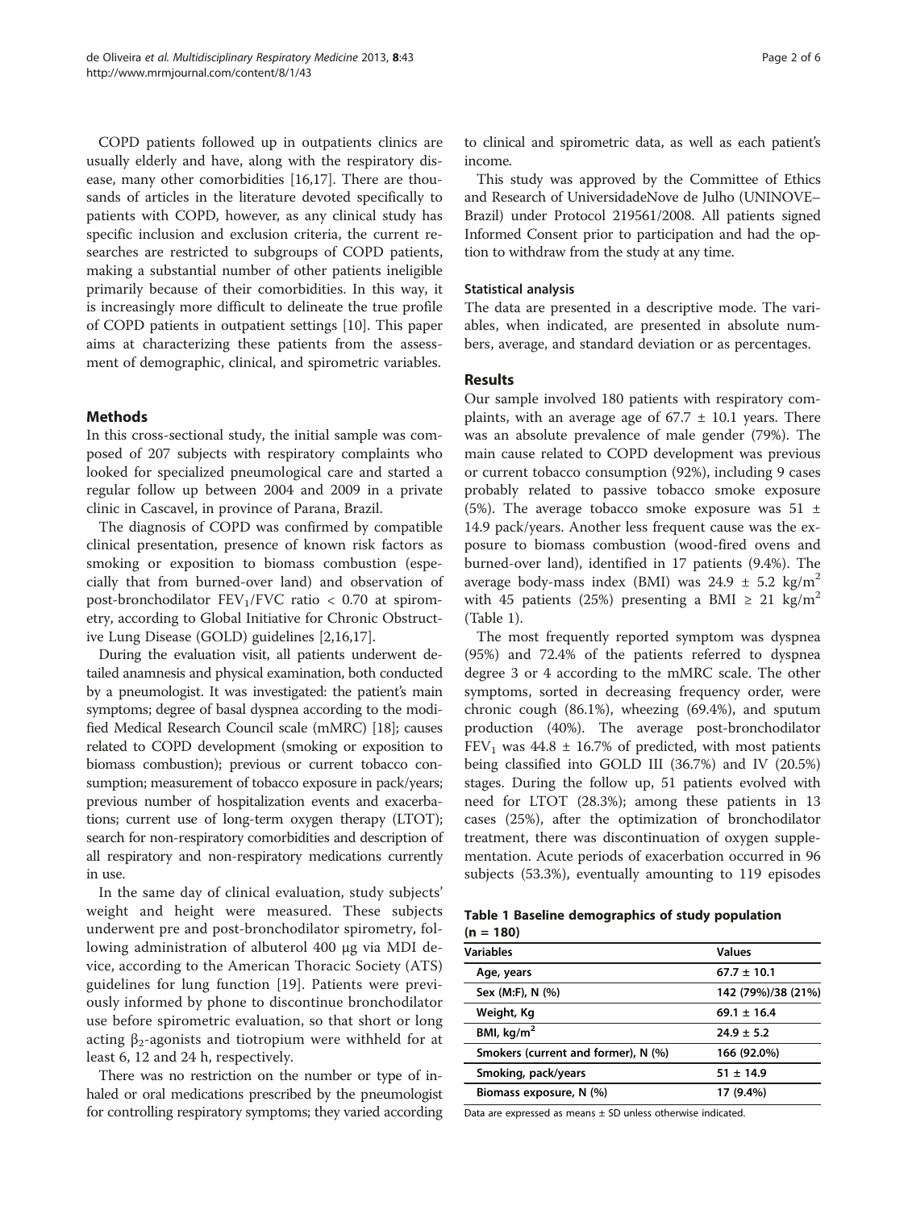COPD patients followed up in outpatients clinics are usually elderly and have, along with the respiratory disease, many other comorbidities [16,17]. There are thousands of articles in the literature devoted specifically to patients with COPD, however, as any clinical study has specific inclusion and exclusion criteria, the current researches are restricted to subgroups of COPD patients, making a substantial number of other patients ineligible primarily because of their comorbidities. In this way, it is increasingly more difficult to delineate the true profile of COPD patients in outpatient settings [10]. This paper aims at characterizing these patients from the assessment of demographic, clinical, and spirometric variables.

## Methods

In this cross-sectional study, the initial sample was composed of 207 subjects with respiratory complaints who looked for specialized pneumological care and started a regular follow up between 2004 and 2009 in a private clinic in Cascavel, in province of Parana, Brazil.

The diagnosis of COPD was confirmed by compatible clinical presentation, presence of known risk factors as smoking or exposition to biomass combustion (especially that from burned-over land) and observation of post-bronchodilator $FEV_1$/FVC ratio < 0.70 at spirometry, according to Global Initiative for Chronic Obstructive Lung Disease (GOLD) guidelines [2,16,17].

During the evaluation visit, all patients underwent detailed anamnesis and physical examination, both conducted by a pneumologist. It was investigated: the patient's main symptoms; degree of basal dyspnea according to the modified Medical Research Council scale (mMRC) [18]; causes related to COPD development (smoking or exposition to biomass combustion); previous or current tobacco consumption; measurement of tobacco exposure in pack/years; previous number of hospitalization events and exacerbations; current use of long-term oxygen therapy (LTOT); search for non-respiratory comorbidities and description of all respiratory and non-respiratory medications currently in use.

In the same day of clinical evaluation, study subjects' weight and height were measured. These subjects underwent pre and post-bronchodilator spirometry, following administration of albuterol 400 μg via MDI device, according to the American Thoracic Society (ATS) guidelines for lung function [19]. Patients were previously informed by phone to discontinue bronchodilator use before spirometric evaluation, so that short or long acting $\beta_2$-agonists and tiotropium were withheld for at least 6, 12 and 24 h, respectively.

There was no restriction on the number or type of inhaled or oral medications prescribed by the pneumologist for controlling respiratory symptoms; they varied according to clinical and spirometric data, as well as each patient's income.

This study was approved by the Committee of Ethics and Research of UniversidadeNove de Julho (UNINOVE–Brazil) under Protocol 219561/2008. All patients signed Informed Consent prior to participation and had the option to withdraw from the study at any time.

### Statistical analysis

The data are presented in a descriptive mode. The variables, when indicated, are presented in absolute numbers, average, and standard deviation or as percentages.

## Results

Our sample involved 180 patients with respiratory complaints, with an average age of 67.7 ± 10.1 years. There was an absolute prevalence of male gender (79%). The main cause related to COPD development was previous or current tobacco consumption (92%), including 9 cases probably related to passive tobacco smoke exposure (5%). The average tobacco smoke exposure was 51 ± 14.9 pack/years. Another less frequent cause was the exposure to biomass combustion (wood-fired ovens and burned-over land), identified in 17 patients (9.4%). The average body-mass index (BMI) was 24.9 ± 5.2 $kg/m^2$ with 45 patients (25%) presenting a BMI ≥ 21 $kg/m^2$ (Table 1).

The most frequently reported symptom was dyspnea (95%) and 72.4% of the patients referred to dyspnea degree 3 or 4 according to the mMRC scale. The other symptoms, sorted in decreasing frequency order, were chronic cough (86.1%), wheezing (69.4%), and sputum production (40%). The average post-bronchodilator $FEV_1$ was 44.8 ± 16.7% of predicted, with most patients being classified into GOLD III (36.7%) and IV (20.5%) stages. During the follow up, 51 patients evolved with need for LTOT (28.3%); among these patients in 13 cases (25%), after the optimization of bronchodilator treatment, there was discontinuation of oxygen supplementation. Acute periods of exacerbation occurred in 96 subjects (53.3%), eventually amounting to 119 episodes

**Table 1 Baseline demographics of study population (n = 180)**

| Variables | Values |
|---|---|
| Age, years | 67.7 ± 10.1 |
| Sex (M:F), N (%) | 142 (79%)/38 (21%) |
| Weight, Kg | 69.1 ± 16.4 |
| BMI, $kg/m^2$ | 24.9 ± 5.2 |
| Smokers (current and former), N (%) | 166 (92.0%) |
| Smoking, pack/years | 51 ± 14.9 |
| Biomass exposure, N (%) | 17 (9.4%) |

Data are expressed as means ± SD unless otherwise indicated.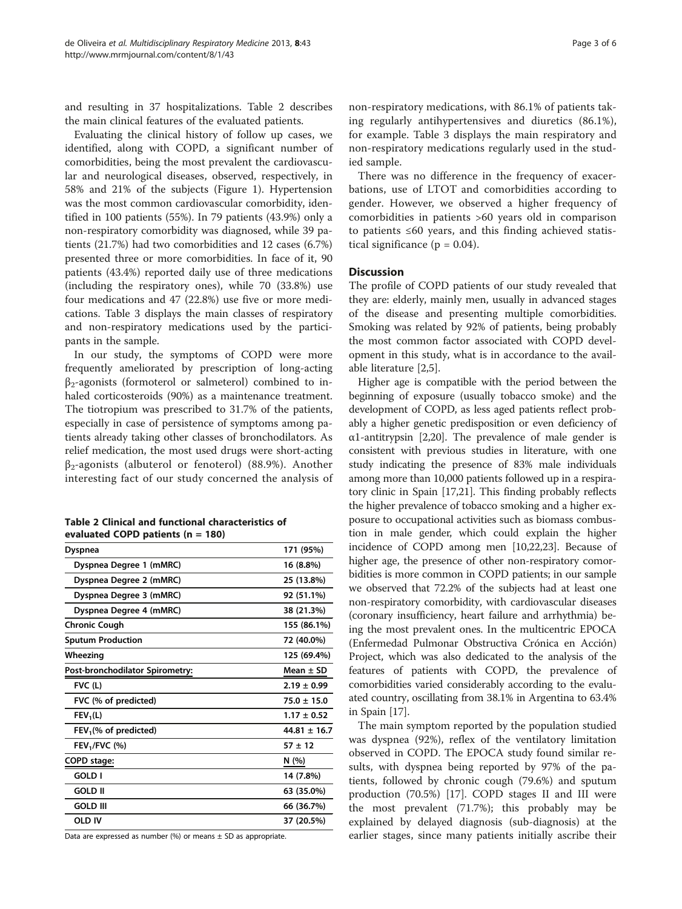and resulting in 37 hospitalizations. Table 2 describes the main clinical features of the evaluated patients.

Evaluating the clinical history of follow up cases, we identified, along with COPD, a significant number of comorbidities, being the most prevalent the cardiovascular and neurological diseases, observed, respectively, in 58% and 21% of the subjects (Figure 1). Hypertension was the most common cardiovascular comorbidity, identified in 100 patients (55%). In 79 patients (43.9%) only a non-respiratory comorbidity was diagnosed, while 39 patients (21.7%) had two comorbidities and 12 cases (6.7%) presented three or more comorbidities. In face of it, 90 patients (43.4%) reported daily use of three medications (including the respiratory ones), while 70 (33.8%) use four medications and 47 (22.8%) use five or more medications. Table 3 displays the main classes of respiratory and non-respiratory medications used by the participants in the sample.

In our study, the symptoms of COPD were more frequently ameliorated by prescription of long-acting $\beta_2$-agonists (formoterol or salmeterol) combined to inhaled corticosteroids (90%) as a maintenance treatment. The tiotropium was prescribed to 31.7% of the patients, especially in case of persistence of symptoms among patients already taking other classes of bronchodilators. As relief medication, the most used drugs were short-acting $\beta_2$-agonists (albuterol or fenoterol) (88.9%). Another interesting fact of our study concerned the analysis of non-respiratory medications, with 86.1% of patients taking regularly antihypertensives and diuretics (86.1%), for example. Table 3 displays the main respiratory and non-respiratory medications regularly used in the studied sample.

There was no difference in the frequency of exacerbations, use of LTOT and comorbidities according to gender. However, we observed a higher frequency of comorbidities in patients >60 years old in comparison to patients ≤60 years, and this finding achieved statistical significance (p = 0.04).

**Table 2 Clinical and functional characteristics of evaluated COPD patients (n = 180)**

| | |
|---|---|
| **Dyspnea** | **171 (95%)** |
| Dyspnea Degree 1 (mMRC) | 16 (8.8%) |
| Dyspnea Degree 2 (mMRC) | 25 (13.8%) |
| Dyspnea Degree 3 (mMRC) | 92 (51.1%) |
| Dyspnea Degree 4 (mMRC) | 38 (21.3%) |
| **Chronic Cough** | **155 (86.1%)** |
| **Sputum Production** | **72 (40.0%)** |
| **Wheezing** | **125 (69.4%)** |
| **Post-bronchodilator Spirometry:** | **Mean ± SD** |
| FVC (L) | 2.19 ± 0.99 |
| FVC (% of predicted) | 75.0 ± 15.0 |
| $FEV_1$(L) | 1.17 ± 0.52 |
| $FEV_1$(% of predicted) | 44.81 ± 16.7 |
| $FEV_1$/FVC (%) | 57 ± 12 |
| **COPD stage:** | **N (%)** |
| GOLD I | 14 (7.8%) |
| GOLD II | 63 (35.0%) |
| GOLD III | 66 (36.7%) |
| OLD IV | 37 (20.5%) |

Data are expressed as number (%) or means ± SD as appropriate.

## Discussion

The profile of COPD patients of our study revealed that they are: elderly, mainly men, usually in advanced stages of the disease and presenting multiple comorbidities. Smoking was related by 92% of patients, being probably the most common factor associated with COPD development in this study, what is in accordance to the available literature [2,5].

Higher age is compatible with the period between the beginning of exposure (usually tobacco smoke) and the development of COPD, as less aged patients reflect probably a higher genetic predisposition or even deficiency of α1-antitrypsin [2,20]. The prevalence of male gender is consistent with previous studies in literature, with one study indicating the presence of 83% male individuals among more than 10,000 patients followed up in a respiratory clinic in Spain [17,21]. This finding probably reflects the higher prevalence of tobacco smoking and a higher exposure to occupational activities such as biomass combustion in male gender, which could explain the higher incidence of COPD among men [10,22,23]. Because of higher age, the presence of other non-respiratory comorbidities is more common in COPD patients; in our sample we observed that 72.2% of the subjects had at least one non-respiratory comorbidity, with cardiovascular diseases (coronary insufficiency, heart failure and arrhythmia) being the most prevalent ones. In the multicentric EPOCA (Enfermedad Pulmonar Obstructiva Crónica en Acción) Project, which was also dedicated to the analysis of the features of patients with COPD, the prevalence of comorbidities varied considerably according to the evaluated country, oscillating from 38.1% in Argentina to 63.4% in Spain [17].

The main symptom reported by the population studied was dyspnea (92%), reflex of the ventilatory limitation observed in COPD. The EPOCA study found similar results, with dyspnea being reported by 97% of the patients, followed by chronic cough (79.6%) and sputum production (70.5%) [17]. COPD stages II and III were the most prevalent (71.7%); this probably may be explained by delayed diagnosis (sub-diagnosis) at the earlier stages, since many patients initially ascribe their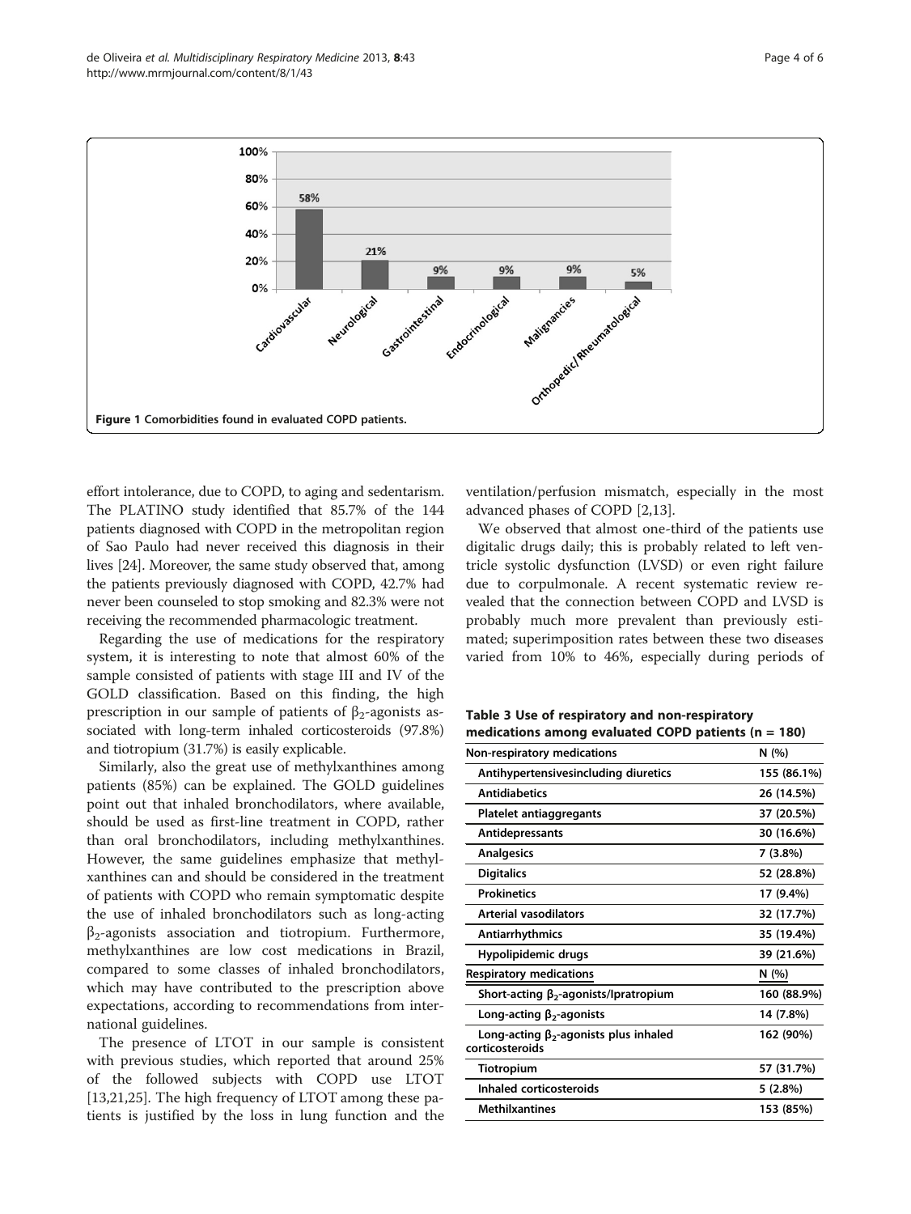Figure 1 Comorbidities found in evaluated COPD patients.

effort intolerance, due to COPD, to aging and sedentarism. The PLATINO study identified that 85.7% of the 144 patients diagnosed with COPD in the metropolitan region of Sao Paulo had never received this diagnosis in their lives [24]. Moreover, the same study observed that, among the patients previously diagnosed with COPD, 42.7% had never been counseled to stop smoking and 82.3% were not receiving the recommended pharmacologic treatment.

Regarding the use of medications for the respiratory system, it is interesting to note that almost 60% of the sample consisted of patients with stage III and IV of the GOLD classification. Based on this finding, the high prescription in our sample of patients of $\beta_2$-agonists associated with long-term inhaled corticosteroids (97.8%) and tiotropium (31.7%) is easily explicable.

Similarly, also the great use of methylxanthines among patients (85%) can be explained. The GOLD guidelines point out that inhaled bronchodilators, where available, should be used as first-line treatment in COPD, rather than oral bronchodilators, including methylxanthines. However, the same guidelines emphasize that methylxanthines can and should be considered in the treatment of patients with COPD who remain symptomatic despite the use of inhaled bronchodilators such as long-acting $\beta_2$-agonists association and tiotropium. Furthermore, methylxanthines are low cost medications in Brazil, compared to some classes of inhaled bronchodilators, which may have contributed to the prescription above expectations, according to recommendations from international guidelines.

The presence of LTOT in our sample is consistent with previous studies, which reported that around 25% of the followed subjects with COPD use LTOT [13,21,25]. The high frequency of LTOT among these patients is justified by the loss in lung function and the ventilation/perfusion mismatch, especially in the most advanced phases of COPD [2,13].

We observed that almost one-third of the patients use digitalic drugs daily; this is probably related to left ventricle systolic dysfunction (LVSD) or even right failure due to corpulmonale. A recent systematic review revealed that the connection between COPD and LVSD is probably much more prevalent than previously estimated; superimposition rates between these two diseases varied from 10% to 46%, especially during periods of

**Table 3 Use of respiratory and non-respiratory medications among evaluated COPD patients (n = 180)**

| Non-respiratory medications | N (%) |
|---|---|
| Antihypertensivesincluding diuretics | 155 (86.1%) |
| Antidiabetics | 26 (14.5%) |
| Platelet antiaggregants | 37 (20.5%) |
| Antidepressants | 30 (16.6%) |
| Analgesics | 7 (3.8%) |
| Digitalics | 52 (28.8%) |
| Prokinetics | 17 (9.4%) |
| Arterial vasodilators | 32 (17.7%) |
| Antiarrhythmics | 35 (19.4%) |
| Hypolipidemic drugs | 39 (21.6%) |
| **Respiratory medications** | **N (%)** |
| Short-acting $\beta_2$-agonists/Ipratropium | 160 (88.9%) |
| Long-acting $\beta_2$-agonists | 14 (7.8%) |
| Long-acting $\beta_2$-agonists plus inhaled corticosteroids | 162 (90%) |
| Tiotropium | 57 (31.7%) |
| Inhaled corticosteroids | 5 (2.8%) |
| Methilxantines | 153 (85%) |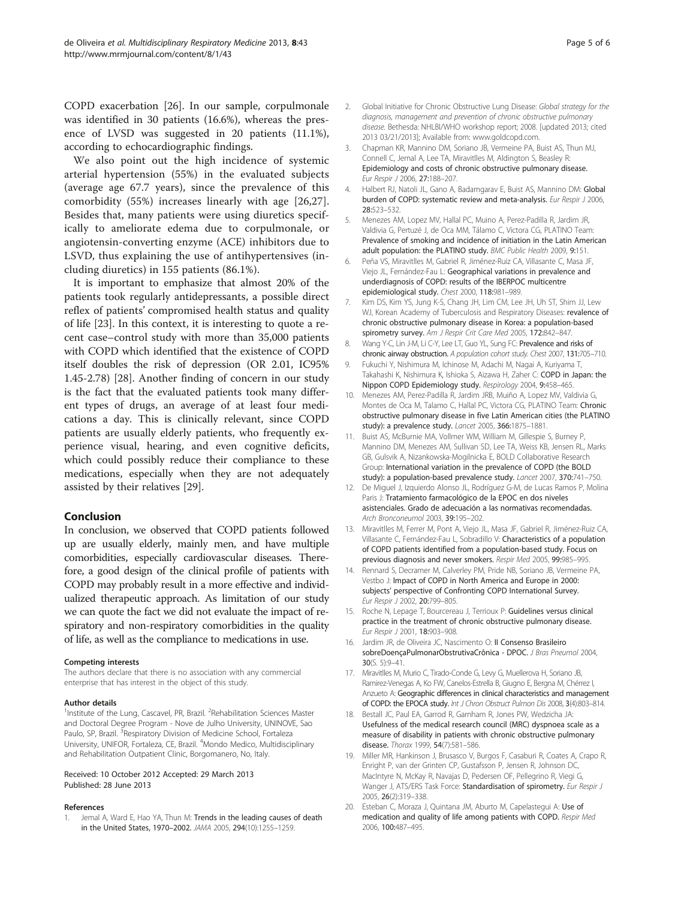COPD exacerbation [26]. In our sample, corpulmonale was identified in 30 patients (16.6%), whereas the presence of LVSD was suggested in 20 patients (11.1%), according to echocardiographic findings.

We also point out the high incidence of systemic arterial hypertension (55%) in the evaluated subjects (average age 67.7 years), since the prevalence of this comorbidity (55%) increases linearly with age [26,27]. Besides that, many patients were using diuretics specifically to ameliorate edema due to corpulmonale, or angiotensin-converting enzyme (ACE) inhibitors due to LSVD, thus explaining the use of antihypertensives (including diuretics) in 155 patients (86.1%).

It is important to emphasize that almost 20% of the patients took regularly antidepressants, a possible direct reflex of patients' compromised health status and quality of life [23]. In this context, it is interesting to quote a recent case–control study with more than 35,000 patients with COPD which identified that the existence of COPD itself doubles the risk of depression (OR 2.01, IC95% 1.45-2.78) [28]. Another finding of concern in our study is the fact that the evaluated patients took many different types of drugs, an average of at least four medications a day. This is clinically relevant, since COPD patients are usually elderly patients, who frequently experience visual, hearing, and even cognitive deficits, which could possibly reduce their compliance to these medications, especially when they are not adequately assisted by their relatives [29].

## Conclusion

In conclusion, we observed that COPD patients followed up are usually elderly, mainly men, and have multiple comorbidities, especially cardiovascular diseases. Therefore, a good design of the clinical profile of patients with COPD may probably result in a more effective and individualized therapeutic approach. As limitation of our study we can quote the fact we did not evaluate the impact of respiratory and non-respiratory comorbidities in the quality of life, as well as the compliance to medications in use.

#### Competing interests

The authors declare that there is no association with any commercial enterprise that has interest in the object of this study.

#### Author details

[1]Institute of the Lung, Cascavel, PR, Brazil. [2]Rehabilitation Sciences Master and Doctoral Degree Program - Nove de Julho University, UNINOVE, Sao Paulo, SP, Brazil. [3]Respiratory Division of Medicine School, Fortaleza University, UNIFOR, Fortaleza, CE, Brazil. [4]Mondo Medico, Multidisciplinary and Rehabilitation Outpatient Clinic, Borgomanero, No, Italy.

Received: 10 October 2012 Accepted: 29 March 2013
Published: 28 June 2013

#### References

1. Jemal A, Ward E, Hao YA, Thun M: **Trends in the leading causes of death in the United States, 1970–2002.** *JAMA* 2005, **294**(10):1255–1259.
2. Global Initiative for Chronic Obstructive Lung Disease: *Global strategy for the diagnosis, management and prevention of chronic obstructive pulmonary disease.* Bethesda: NHLBI/WHO workshop report; 2008. [updated 2013; cited 2013 03/21/2013]; Available from: www.goldcopd.com.
3. Chapman KR, Mannino DM, Soriano JB, Vermeine PA, Buist AS, Thun MJ, Connell C, Jemal A, Lee TA, Miravitlles M, Aldington S, Beasley R: **Epidemiology and costs of chronic obstructive pulmonary disease.** *Eur Respir J* 2006, **27:**188–207.
4. Halbert RJ, Natoli JL, Gano A, Badamgarav E, Buist AS, Mannino DM: **Global burden of COPD: systematic review and meta-analysis.** *Eur Respir J* 2006, **28:**523–532.
5. Menezes AM, Lopez MV, Hallal PC, Muino A, Perez-Padilla R, Jardim JR, Valdivia G, Pertuzé J, de Oca MM, Tálamo C, Victora CG, PLATINO Team: **Prevalence of smoking and incidence of initiation in the Latin American adult population: the PLATINO study.** *BMC Public Health* 2009, **9:**151.
6. Peña VS, Miravitlles M, Gabriel R, Jiménez-Ruiz CA, Villasante C, Masa JF, Viejo JL, Fernández-Fau L: **Geographical variations in prevalence and underdiagnosis of COPD: results of the IBERPOC multicentre epidemiological study.** *Chest* 2000, **118:**981–989.
7. Kim DS, Kim YS, Jung K-S, Chang JH, Lim CM, Lee JH, Uh ST, Shim JJ, Lew WJ, Korean Academy of Tuberculosis and Respiratory Diseases: **revalence of chronic obstructive pulmonary disease in Korea: a population-based spirometry survey.** *Am J Respir Crit Care Med* 2005, **172:**842–847.
8. Wang Y-C, Lin J-M, Li C-Y, Lee LT, Guo YL, Sung FC: **Prevalence and risks of chronic airway obstruction.** *A population cohort study. Chest* 2007, **131:**705–710.
9. Fukuchi Y, Nishimura M, Ichinose M, Adachi M, Nagai A, Kuriyama T, Takahashi K, Nishimura K, Ishioka S, Aizawa H, Zaher C: **COPD in Japan: the Nippon COPD Epidemiology study.** *Respirology* 2004, **9:**458–465.
10. Menezes AM, Perez-Padilla R, Jardim JRB, Muiño A, Lopez MV, Valdivia G, Montes de Oca M, Talamo C, Hallal PC, Victora CG, PLATINO Team: **Chronic obstructive pulmonary disease in five Latin American cities (the PLATINO study): a prevalence study.** *Lancet* 2005, **366:**1875–1881.
11. Buist AS, McBurnie MA, Vollmer WM, William M, Gillespie S, Burney P, Mannino DM, Menezes AM, Sullivan SD, Lee TA, Weiss KB, Jensen RL, Marks GB, Gulsvik A, Nizankowska-Mogilnicka E, BOLD Collaborative Research Group: **International variation in the prevalence of COPD (the BOLD study): a population-based prevalence study.** *Lancet* 2007, **370:**741–750.
12. De Miguel J, Izquierdo Alonso JL, Rodríguez G-M, de Lucas Ramos P, Molina Paris J: **Tratamiento farmacológico de la EPOC en dos niveles asistenciales. Grado de adecuación a las normativas recomendadas.** *Arch Bronconeumol* 2003, **39:**195–202.
13. Miravitlles M, Ferrer M, Pont A, Viejo JL, Masa JF, Gabriel R, Jiménez-Ruiz CA, Villasante C, Fernández-Fau L, Sobradillo V: **Characteristics of a population of COPD patients identified from a population-based study. Focus on previous diagnosis and never smokers.** *Respir Med* 2005, **99:**985–995.
14. Rennard S, Decramer M, Calverley PM, Pride NB, Soriano JB, Vermeire PA, Vestbo J: **Impact of COPD in North America and Europe in 2000: subjects' perspective of Confronting COPD International Survey.** *Eur Respir J* 2002, **20:**799–805.
15. Roche N, Lepage T, Bourcereau J, Terrioux P: **Guidelines versus clinical practice in the treatment of chronic obstructive pulmonary disease.** *Eur Respir J* 2001, **18:**903–908.
16. Jardim JR, de Oliveira JC, Nascimento O: **II Consenso Brasileiro sobreDoençaPulmonarObstrutivaCrônica - DPOC.** *J Bras Pneumol* 2004, **30**(S. 5):9–41.
17. Miravitlles M, Murio C, Tirado-Conde G, Levy G, Muellerova H, Soriano JB, Ramirez-Venegas A, Ko FW, Canelos-Estrella B, Giugno E, Bergna M, Chérrez I, Anzueto A: **Geographic differences in clinical characteristics and management of COPD: the EPOCA study.** *Int J Chron Obstruct Pulmon Dis* 2008, **3**(4):803–814.
18. Bestall JC, Paul EA, Garrod R, Garnham R, Jones PW, Wedzicha JA: **Usefulness of the medical research council (MRC) dyspnoea scale as a measure of disability in patients with chronic obstructive pulmonary disease.** *Thorax* 1999, **54**(7):581–586.
19. Miller MR, Hankinson J, Brusasco V, Burgos F, Casaburi R, Coates A, Crapo R, Enright P, van der Grinten CP, Gustafsson P, Jensen R, Johnson DC, MacIntyre N, McKay R, Navajas D, Pedersen OF, Pellegrino R, Viegi G, Wanger J, ATS/ERS Task Force: **Standardisation of spirometry.** *Eur Respir J* 2005, **26**(2):319–338.
20. Esteban C, Moraza J, Quintana JM, Aburto M, Capelastegui A: **Use of medication and quality of life among patients with COPD.** *Respir Med* 2006, **100:**487–495.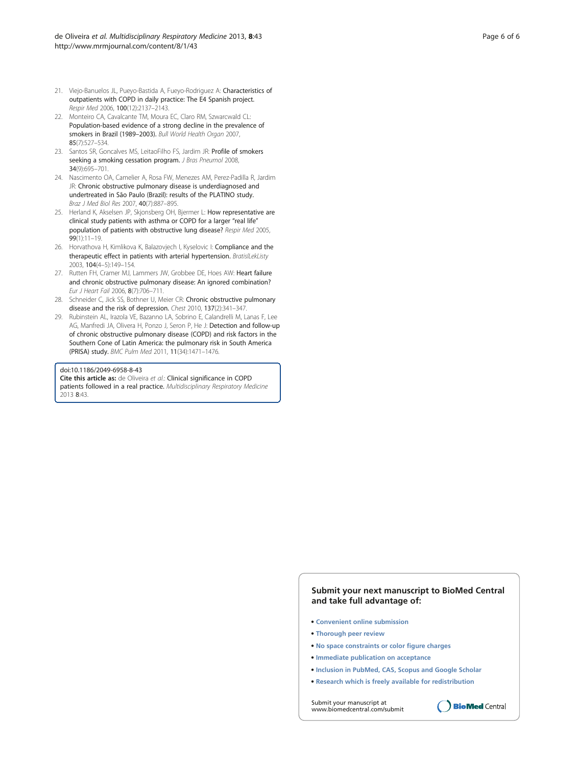21. Viejo-Banuelos JL, Pueyo-Bastida A, Fueyo-Rodriguez A: **Characteristics of outpatients with COPD in daily practice: The E4 Spanish project.** *Respir Med* 2006, **100**(12):2137–2143.
22. Monteiro CA, Cavalcante TM, Moura EC, Claro RM, Szwarcwald CL: **Population-based evidence of a strong decline in the prevalence of smokers in Brazil (1989–2003).** *Bull World Health Organ* 2007, **85**(7):527–534.
23. Santos SR, Goncalves MS, LeitaoFilho FS, Jardim JR: **Profile of smokers seeking a smoking cessation program.** *J Bras Pneumol* 2008, **34**(9):695–701.
24. Nascimento OA, Camelier A, Rosa FW, Menezes AM, Perez-Padilla R, Jardim JR: **Chronic obstructive pulmonary disease is underdiagnosed and undertreated in São Paulo (Brazil): results of the PLATINO study.** *Braz J Med Biol Res* 2007, **40**(7):887–895.
25. Herland K, Akselsen JP, Skjonsberg OH, Bjermer L: **How representative are clinical study patients with asthma or COPD for a larger "real life" population of patients with obstructive lung disease?** *Respir Med* 2005, **99**(1):11–19.
26. Horvathova H, Kimlikova K, Balazovjech I, Kyselovic I: **Compliance and the therapeutic effect in patients with arterial hypertension.** *BratislLekListy* 2003, **104**(4–5):149–154.
27. Rutten FH, Cramer MJ, Lammers JW, Grobbee DE, Hoes AW: **Heart failure and chronic obstructive pulmonary disease: An ignored combination?** *Eur J Heart Fail* 2006, **8**(7):706–711.
28. Schneider C, Jick SS, Bothner U, Meier CR: **Chronic obstructive pulmonary disease and the risk of depression.** *Chest* 2010, **137**(2):341–347.
29. Rubinstein AL, Irazola VE, Bazanno LA, Sobrino E, Calandrelli M, Lanas F, Lee AG, Manfredi JA, Olivera H, Ponzo J, Seron P, He J: **Detection and follow-up of chronic obstructive pulmonary disease (COPD) and risk factors in the Southern Cone of Latin America: the pulmonary risk in South America (PRISA) study.** *BMC Pulm Med* 2011, **11**(34):1471–1476.

doi:10.1186/2049-6958-8-43

**Cite this article as:** de Oliveira *et al.*: Clinical significance in COPD patients followed in a real practice. *Multidisciplinary Respiratory Medicine* 2013 **8**:43.

**Submit your next manuscript to BioMed Central and take full advantage of:**

- **Convenient online submission**
- **Thorough peer review**
- **No space constraints or color figure charges**
- **Immediate publication on acceptance**
- **Inclusion in PubMed, CAS, Scopus and Google Scholar**
- **Research which is freely available for redistribution**

Submit your manuscript at
www.biomedcentral.com/submit

BioMed Central